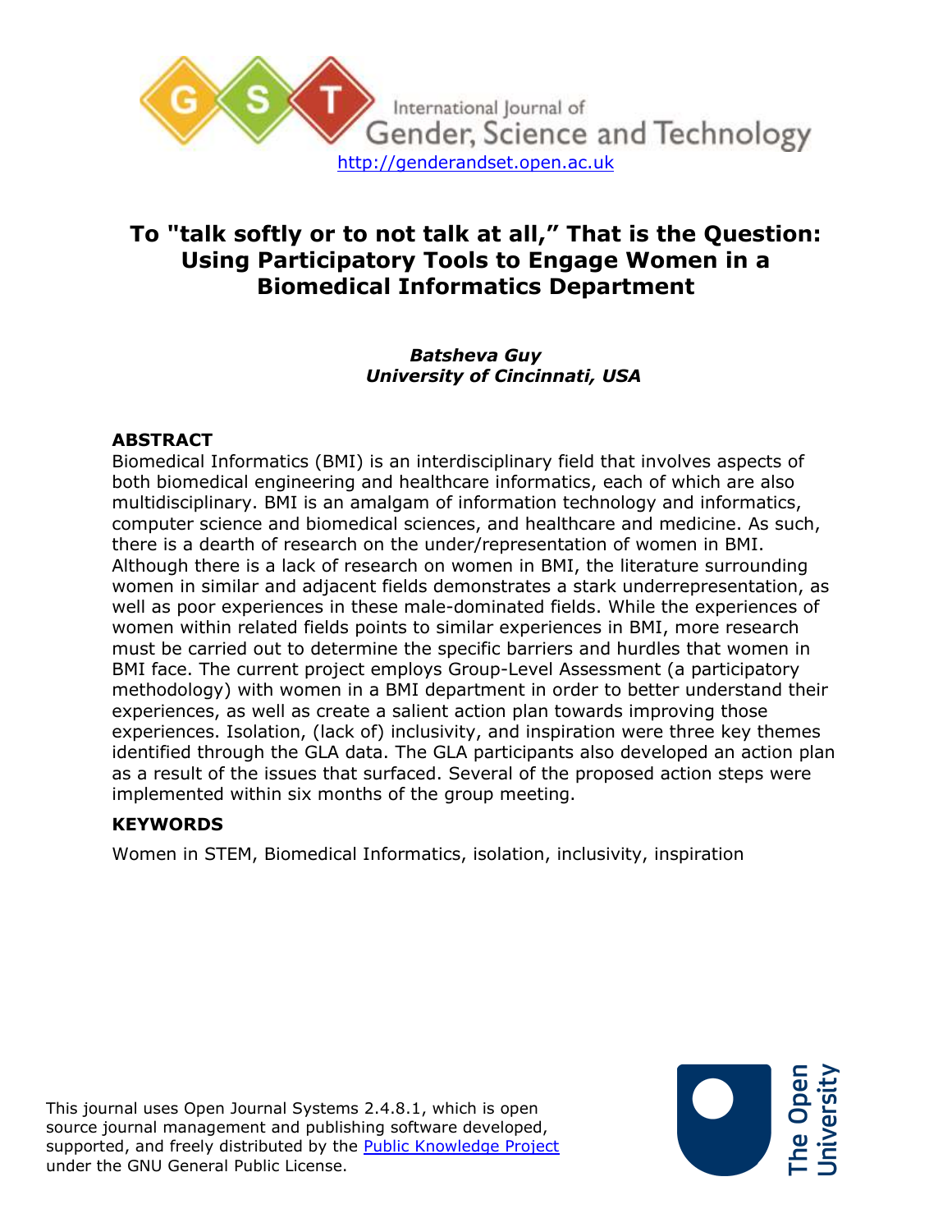International Journal of Gender, Science and Technology

http://genderandset.open.ac.uk

# To "talk softly or to not talk at all," That is the Question: Using Participatory Tools to Engage Women in a Biomedical Informatics Department

***Batsheva Guy***
***University of Cincinnati, USA***

## ABSTRACT

Biomedical Informatics (BMI) is an interdisciplinary field that involves aspects of both biomedical engineering and healthcare informatics, each of which are also multidisciplinary. BMI is an amalgam of information technology and informatics, computer science and biomedical sciences, and healthcare and medicine. As such, there is a dearth of research on the under/representation of women in BMI. Although there is a lack of research on women in BMI, the literature surrounding women in similar and adjacent fields demonstrates a stark underrepresentation, as well as poor experiences in these male-dominated fields. While the experiences of women within related fields points to similar experiences in BMI, more research must be carried out to determine the specific barriers and hurdles that women in BMI face. The current project employs Group-Level Assessment (a participatory methodology) with women in a BMI department in order to better understand their experiences, as well as create a salient action plan towards improving those experiences. Isolation, (lack of) inclusivity, and inspiration were three key themes identified through the GLA data. The GLA participants also developed an action plan as a result of the issues that surfaced. Several of the proposed action steps were implemented within six months of the group meeting.

## KEYWORDS

Women in STEM, Biomedical Informatics, isolation, inclusivity, inspiration

This journal uses Open Journal Systems 2.4.8.1, which is open source journal management and publishing software developed, supported, and freely distributed by the Public Knowledge Project under the GNU General Public License.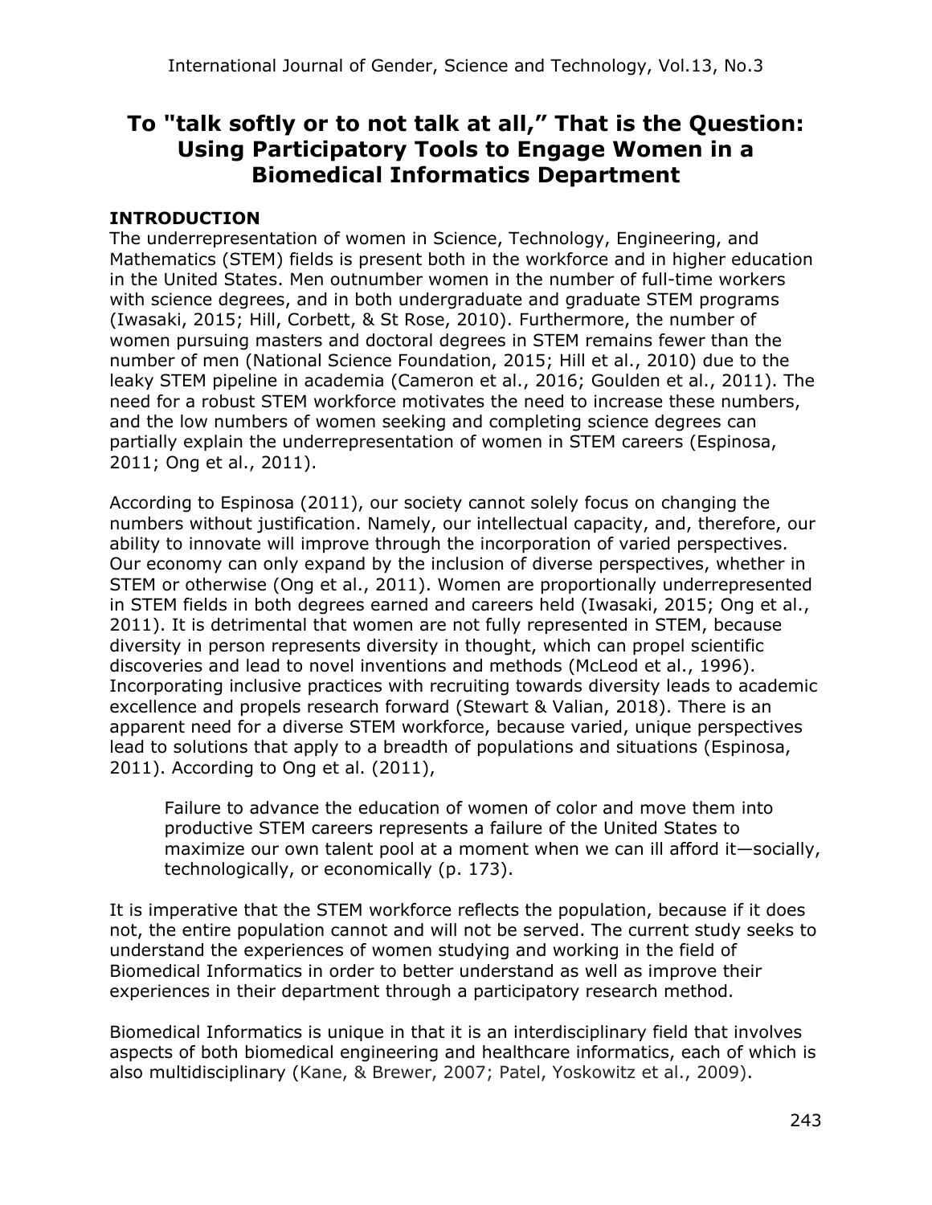# To "talk softly or to not talk at all," That is the Question: Using Participatory Tools to Engage Women in a Biomedical Informatics Department

## INTRODUCTION

The underrepresentation of women in Science, Technology, Engineering, and Mathematics (STEM) fields is present both in the workforce and in higher education in the United States. Men outnumber women in the number of full-time workers with science degrees, and in both undergraduate and graduate STEM programs (Iwasaki, 2015; Hill, Corbett, & St Rose, 2010). Furthermore, the number of women pursuing masters and doctoral degrees in STEM remains fewer than the number of men (National Science Foundation, 2015; Hill et al., 2010) due to the leaky STEM pipeline in academia (Cameron et al., 2016; Goulden et al., 2011). The need for a robust STEM workforce motivates the need to increase these numbers, and the low numbers of women seeking and completing science degrees can partially explain the underrepresentation of women in STEM careers (Espinosa, 2011; Ong et al., 2011).

According to Espinosa (2011), our society cannot solely focus on changing the numbers without justification. Namely, our intellectual capacity, and, therefore, our ability to innovate will improve through the incorporation of varied perspectives. Our economy can only expand by the inclusion of diverse perspectives, whether in STEM or otherwise (Ong et al., 2011). Women are proportionally underrepresented in STEM fields in both degrees earned and careers held (Iwasaki, 2015; Ong et al., 2011). It is detrimental that women are not fully represented in STEM, because diversity in person represents diversity in thought, which can propel scientific discoveries and lead to novel inventions and methods (McLeod et al., 1996). Incorporating inclusive practices with recruiting towards diversity leads to academic excellence and propels research forward (Stewart & Valian, 2018). There is an apparent need for a diverse STEM workforce, because varied, unique perspectives lead to solutions that apply to a breadth of populations and situations (Espinosa, 2011). According to Ong et al. (2011),

> Failure to advance the education of women of color and move them into productive STEM careers represents a failure of the United States to maximize our own talent pool at a moment when we can ill afford it—socially, technologically, or economically (p. 173).

It is imperative that the STEM workforce reflects the population, because if it does not, the entire population cannot and will not be served. The current study seeks to understand the experiences of women studying and working in the field of Biomedical Informatics in order to better understand as well as improve their experiences in their department through a participatory research method.

Biomedical Informatics is unique in that it is an interdisciplinary field that involves aspects of both biomedical engineering and healthcare informatics, each of which is also multidisciplinary (Kane, & Brewer, 2007; Patel, Yoskowitz et al., 2009).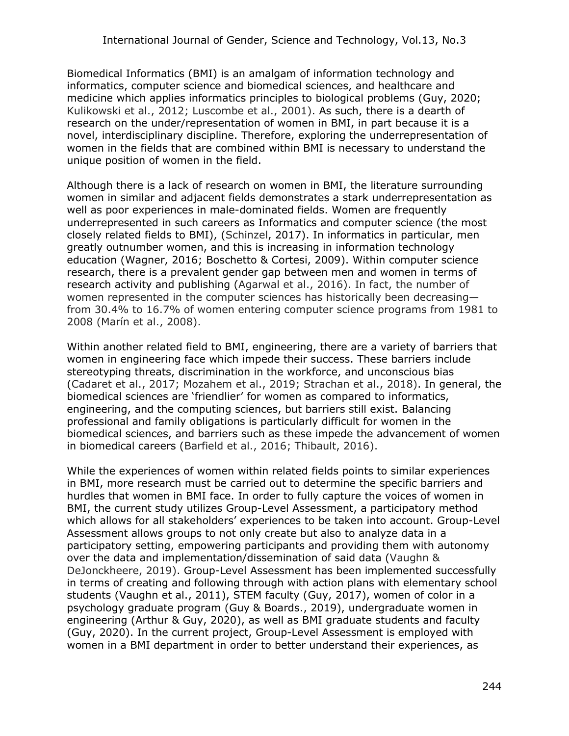Biomedical Informatics (BMI) is an amalgam of information technology and informatics, computer science and biomedical sciences, and healthcare and medicine which applies informatics principles to biological problems (Guy, 2020; Kulikowski et al., 2012; Luscombe et al., 2001). As such, there is a dearth of research on the under/representation of women in BMI, in part because it is a novel, interdisciplinary discipline. Therefore, exploring the underrepresentation of women in the fields that are combined within BMI is necessary to understand the unique position of women in the field.

Although there is a lack of research on women in BMI, the literature surrounding women in similar and adjacent fields demonstrates a stark underrepresentation as well as poor experiences in male-dominated fields. Women are frequently underrepresented in such careers as Informatics and computer science (the most closely related fields to BMI), (Schinzel, 2017). In informatics in particular, men greatly outnumber women, and this is increasing in information technology education (Wagner, 2016; Boschetto & Cortesi, 2009). Within computer science research, there is a prevalent gender gap between men and women in terms of research activity and publishing (Agarwal et al., 2016). In fact, the number of women represented in the computer sciences has historically been decreasing—from 30.4% to 16.7% of women entering computer science programs from 1981 to 2008 (Marín et al., 2008).

Within another related field to BMI, engineering, there are a variety of barriers that women in engineering face which impede their success. These barriers include stereotyping threats, discrimination in the workforce, and unconscious bias (Cadaret et al., 2017; Mozahem et al., 2019; Strachan et al., 2018). In general, the biomedical sciences are 'friendlier' for women as compared to informatics, engineering, and the computing sciences, but barriers still exist. Balancing professional and family obligations is particularly difficult for women in the biomedical sciences, and barriers such as these impede the advancement of women in biomedical careers (Barfield et al., 2016; Thibault, 2016).

While the experiences of women within related fields points to similar experiences in BMI, more research must be carried out to determine the specific barriers and hurdles that women in BMI face. In order to fully capture the voices of women in BMI, the current study utilizes Group-Level Assessment, a participatory method which allows for all stakeholders' experiences to be taken into account. Group-Level Assessment allows groups to not only create but also to analyze data in a participatory setting, empowering participants and providing them with autonomy over the data and implementation/dissemination of said data (Vaughn & DeJonckheere, 2019). Group-Level Assessment has been implemented successfully in terms of creating and following through with action plans with elementary school students (Vaughn et al., 2011), STEM faculty (Guy, 2017), women of color in a psychology graduate program (Guy & Boards., 2019), undergraduate women in engineering (Arthur & Guy, 2020), as well as BMI graduate students and faculty (Guy, 2020). In the current project, Group-Level Assessment is employed with women in a BMI department in order to better understand their experiences, as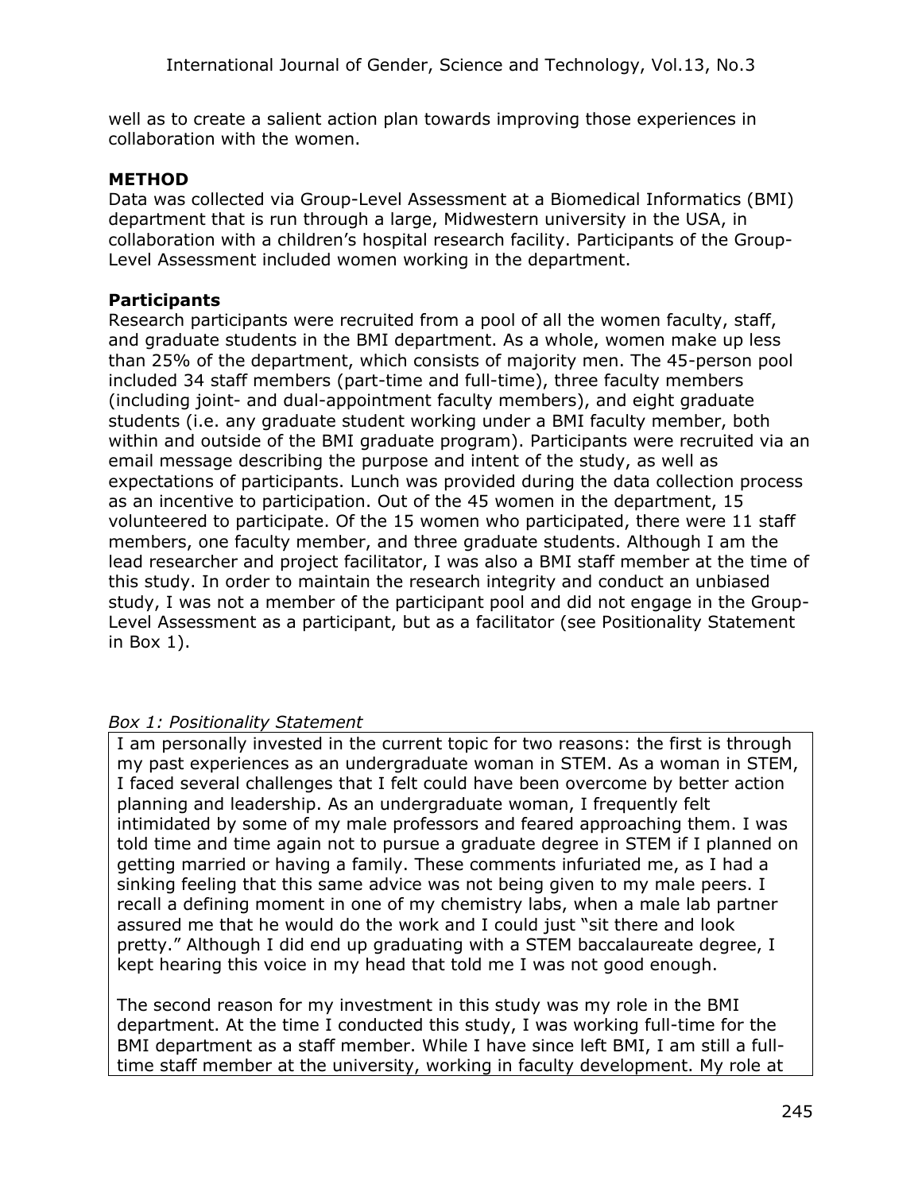well as to create a salient action plan towards improving those experiences in collaboration with the women.

## METHOD

Data was collected via Group-Level Assessment at a Biomedical Informatics (BMI) department that is run through a large, Midwestern university in the USA, in collaboration with a children's hospital research facility. Participants of the Group-Level Assessment included women working in the department.

### Participants

Research participants were recruited from a pool of all the women faculty, staff, and graduate students in the BMI department. As a whole, women make up less than 25% of the department, which consists of majority men. The 45-person pool included 34 staff members (part-time and full-time), three faculty members (including joint- and dual-appointment faculty members), and eight graduate students (i.e. any graduate student working under a BMI faculty member, both within and outside of the BMI graduate program). Participants were recruited via an email message describing the purpose and intent of the study, as well as expectations of participants. Lunch was provided during the data collection process as an incentive to participation. Out of the 45 women in the department, 15 volunteered to participate. Of the 15 women who participated, there were 11 staff members, one faculty member, and three graduate students. Although I am the lead researcher and project facilitator, I was also a BMI staff member at the time of this study. In order to maintain the research integrity and conduct an unbiased study, I was not a member of the participant pool and did not engage in the Group-Level Assessment as a participant, but as a facilitator (see Positionality Statement in Box 1).

*Box 1: Positionality Statement*

I am personally invested in the current topic for two reasons: the first is through my past experiences as an undergraduate woman in STEM. As a woman in STEM, I faced several challenges that I felt could have been overcome by better action planning and leadership. As an undergraduate woman, I frequently felt intimidated by some of my male professors and feared approaching them. I was told time and time again not to pursue a graduate degree in STEM if I planned on getting married or having a family. These comments infuriated me, as I had a sinking feeling that this same advice was not being given to my male peers. I recall a defining moment in one of my chemistry labs, when a male lab partner assured me that he would do the work and I could just "sit there and look pretty." Although I did end up graduating with a STEM baccalaureate degree, I kept hearing this voice in my head that told me I was not good enough.

The second reason for my investment in this study was my role in the BMI department. At the time I conducted this study, I was working full-time for the BMI department as a staff member. While I have since left BMI, I am still a full-time staff member at the university, working in faculty development. My role at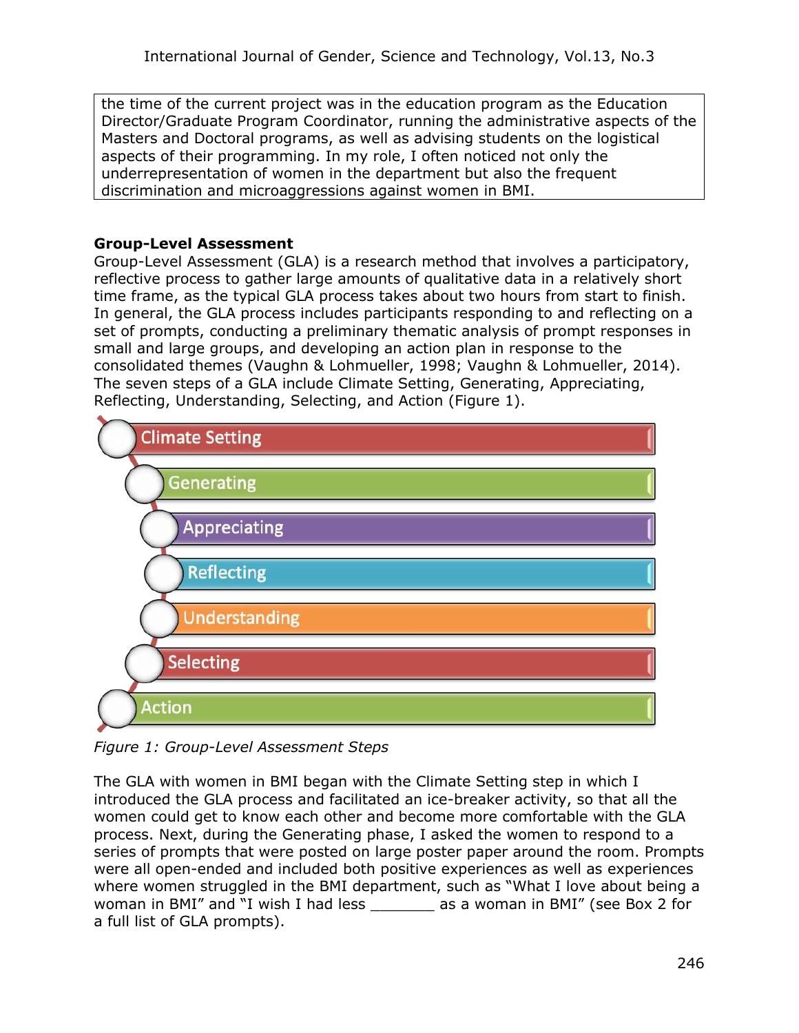the time of the current project was in the education program as the Education Director/Graduate Program Coordinator, running the administrative aspects of the Masters and Doctoral programs, as well as advising students on the logistical aspects of their programming. In my role, I often noticed not only the underrepresentation of women in the department but also the frequent discrimination and microaggressions against women in BMI.

### Group-Level Assessment

Group-Level Assessment (GLA) is a research method that involves a participatory, reflective process to gather large amounts of qualitative data in a relatively short time frame, as the typical GLA process takes about two hours from start to finish. In general, the GLA process includes participants responding to and reflecting on a set of prompts, conducting a preliminary thematic analysis of prompt responses in small and large groups, and developing an action plan in response to the consolidated themes (Vaughn & Lohmueller, 1998; Vaughn & Lohmueller, 2014). The seven steps of a GLA include Climate Setting, Generating, Appreciating, Reflecting, Understanding, Selecting, and Action (Figure 1).

- Climate Setting
- Generating
- Appreciating
- Reflecting
- Understanding
- Selecting
- Action

*Figure 1: Group-Level Assessment Steps*

The GLA with women in BMI began with the Climate Setting step in which I introduced the GLA process and facilitated an ice-breaker activity, so that all the women could get to know each other and become more comfortable with the GLA process. Next, during the Generating phase, I asked the women to respond to a series of prompts that were posted on large poster paper around the room. Prompts were all open-ended and included both positive experiences as well as experiences where women struggled in the BMI department, such as "What I love about being a woman in BMI" and "I wish I had less _______ as a woman in BMI" (see Box 2 for a full list of GLA prompts).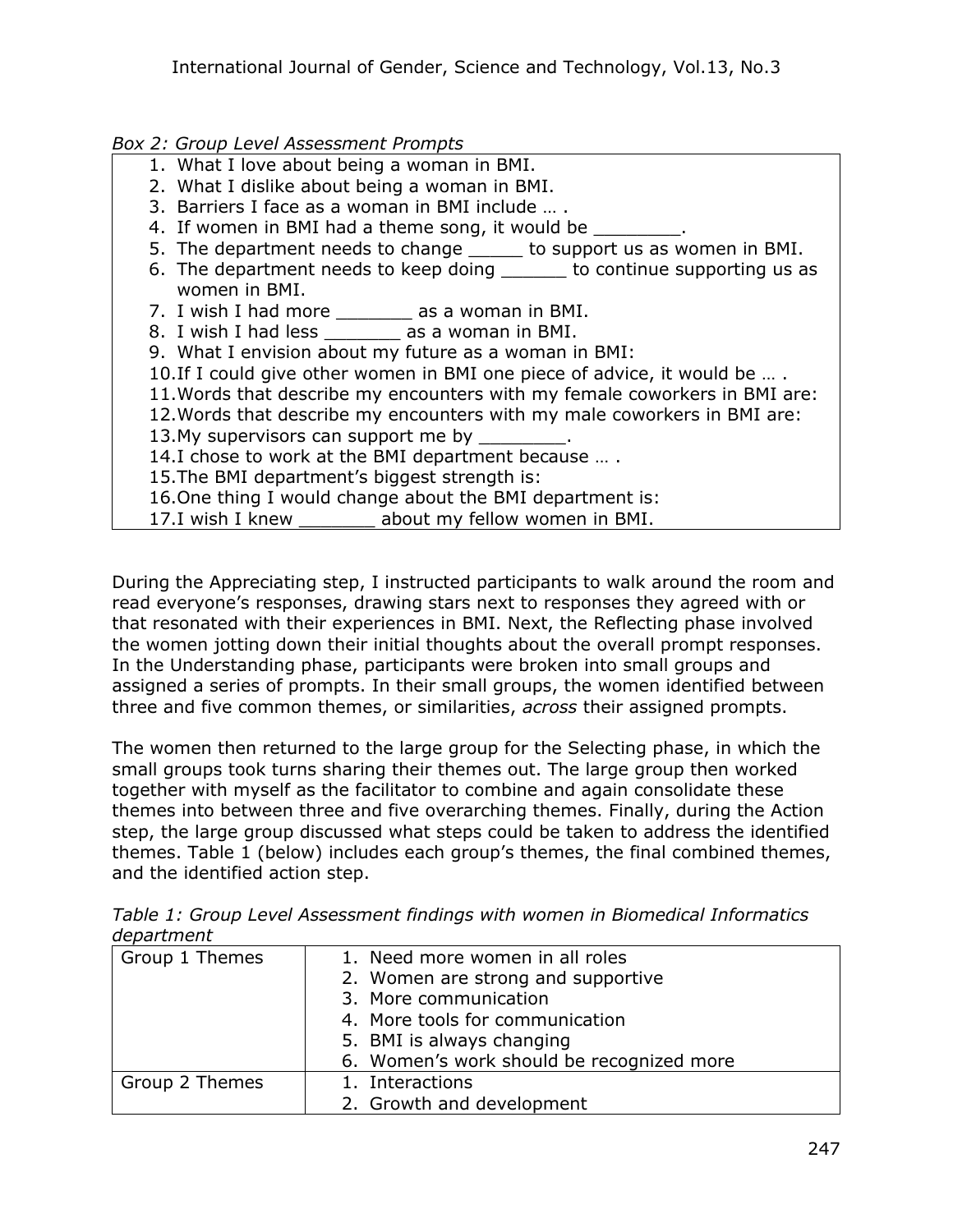*Box 2: Group Level Assessment Prompts*

1. What I love about being a woman in BMI.
2. What I dislike about being a woman in BMI.
3. Barriers I face as a woman in BMI include … .
4. If women in BMI had a theme song, it would be ________.
5. The department needs to change _____ to support us as women in BMI.
6. The department needs to keep doing ______ to continue supporting us as women in BMI.
7. I wish I had more _______ as a woman in BMI.
8. I wish I had less _______ as a woman in BMI.
9. What I envision about my future as a woman in BMI:
10. If I could give other women in BMI one piece of advice, it would be … .
11. Words that describe my encounters with my female coworkers in BMI are:
12. Words that describe my encounters with my male coworkers in BMI are:
13. My supervisors can support me by ________.
14. I chose to work at the BMI department because … .
15. The BMI department's biggest strength is:
16. One thing I would change about the BMI department is:
17. I wish I knew _______ about my fellow women in BMI.

During the Appreciating step, I instructed participants to walk around the room and read everyone's responses, drawing stars next to responses they agreed with or that resonated with their experiences in BMI. Next, the Reflecting phase involved the women jotting down their initial thoughts about the overall prompt responses. In the Understanding phase, participants were broken into small groups and assigned a series of prompts. In their small groups, the women identified between three and five common themes, or similarities, *across* their assigned prompts.

The women then returned to the large group for the Selecting phase, in which the small groups took turns sharing their themes out. The large group then worked together with myself as the facilitator to combine and again consolidate these themes into between three and five overarching themes. Finally, during the Action step, the large group discussed what steps could be taken to address the identified themes. Table 1 (below) includes each group's themes, the final combined themes, and the identified action step.

*Table 1: Group Level Assessment findings with women in Biomedical Informatics department*

| | |
|---|---|
| Group 1 Themes | 1. Need more women in all roles<br>2. Women are strong and supportive<br>3. More communication<br>4. More tools for communication<br>5. BMI is always changing<br>6. Women's work should be recognized more |
| Group 2 Themes | 1. Interactions<br>2. Growth and development |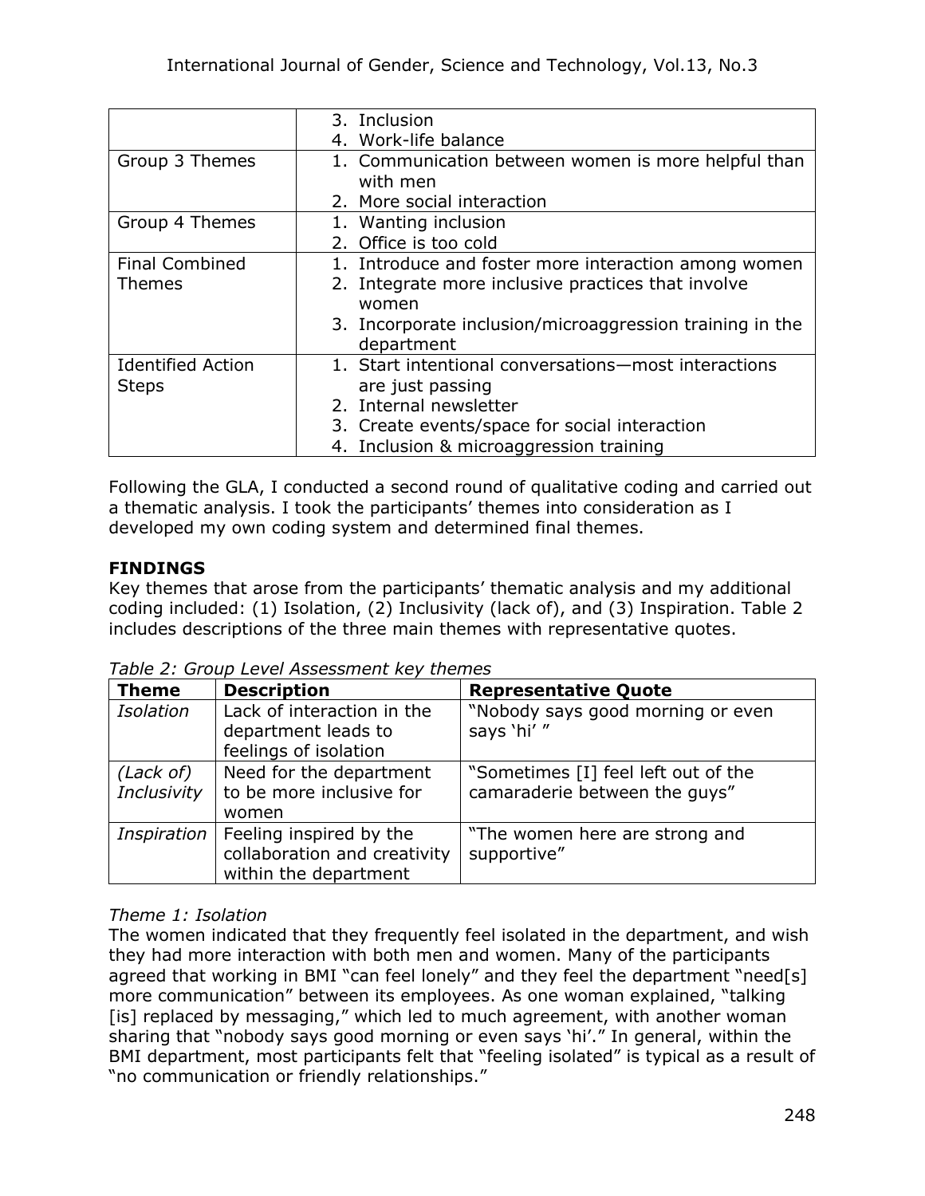| | 3. Inclusion<br>4. Work-life balance |
|---|---|
| Group 3 Themes | 1. Communication between women is more helpful than with men<br>2. More social interaction |
| Group 4 Themes | 1. Wanting inclusion<br>2. Office is too cold |
| Final Combined Themes | 1. Introduce and foster more interaction among women<br>2. Integrate more inclusive practices that involve women<br>3. Incorporate inclusion/microaggression training in the department |
| Identified Action Steps | 1. Start intentional conversations—most interactions are just passing<br>2. Internal newsletter<br>3. Create events/space for social interaction<br>4. Inclusion & microaggression training |

Following the GLA, I conducted a second round of qualitative coding and carried out a thematic analysis. I took the participants' themes into consideration as I developed my own coding system and determined final themes.

## FINDINGS

Key themes that arose from the participants' thematic analysis and my additional coding included: (1) Isolation, (2) Inclusivity (lack of), and (3) Inspiration. Table 2 includes descriptions of the three main themes with representative quotes.

*Table 2: Group Level Assessment key themes*

| Theme | Description | Representative Quote |
|---|---|---|
| *Isolation* | Lack of interaction in the department leads to feelings of isolation | "Nobody says good morning or even says 'hi' " |
| *(Lack of) Inclusivity* | Need for the department to be more inclusive for women | "Sometimes [I] feel left out of the camaraderie between the guys" |
| *Inspiration* | Feeling inspired by the collaboration and creativity within the department | "The women here are strong and supportive" |

### *Theme 1: Isolation*

The women indicated that they frequently feel isolated in the department, and wish they had more interaction with both men and women. Many of the participants agreed that working in BMI "can feel lonely" and they feel the department "need[s] more communication" between its employees. As one woman explained, "talking [is] replaced by messaging," which led to much agreement, with another woman sharing that "nobody says good morning or even says 'hi'." In general, within the BMI department, most participants felt that "feeling isolated" is typical as a result of "no communication or friendly relationships."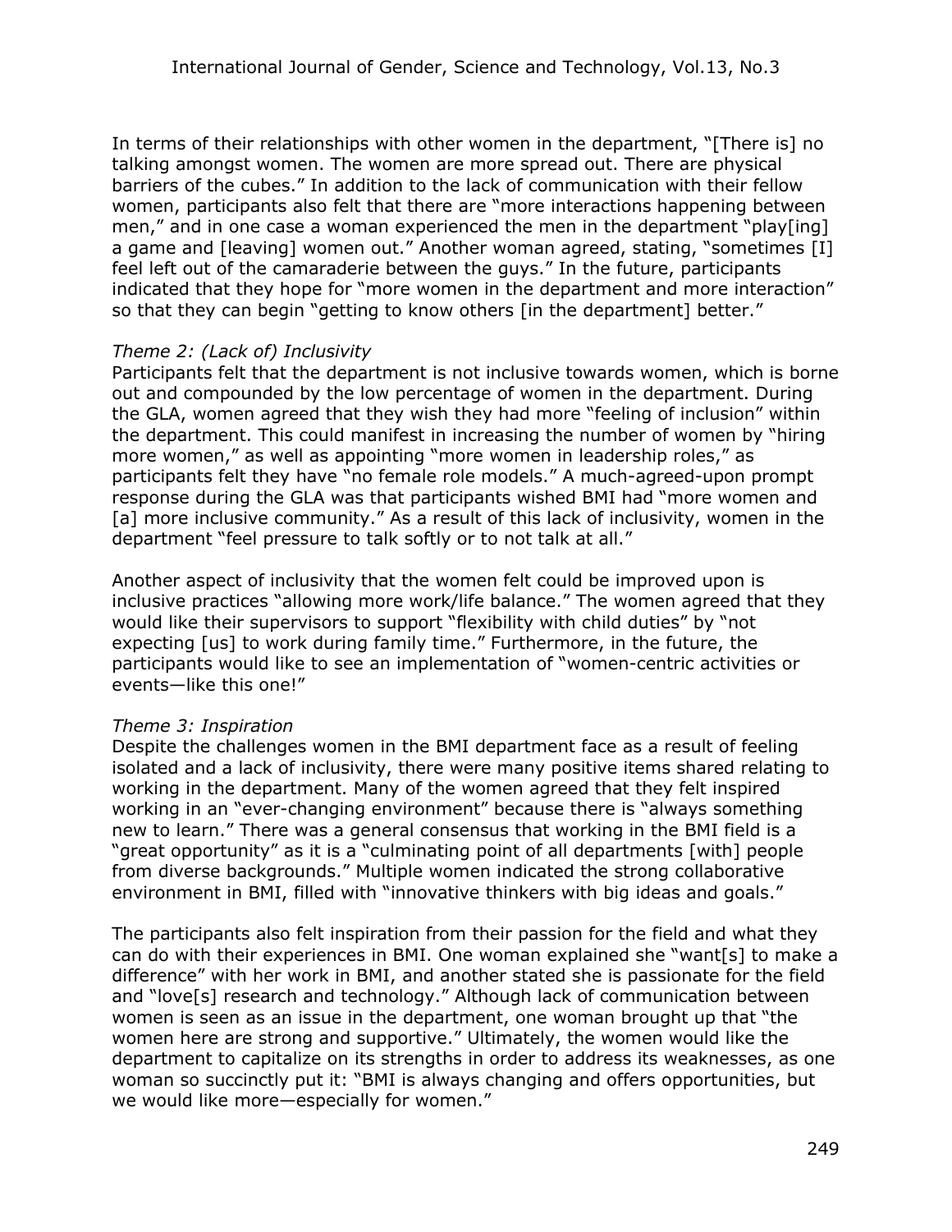In terms of their relationships with other women in the department, "[There is] no talking amongst women. The women are more spread out. There are physical barriers of the cubes." In addition to the lack of communication with their fellow women, participants also felt that there are "more interactions happening between men," and in one case a woman experienced the men in the department "play[ing] a game and [leaving] women out." Another woman agreed, stating, "sometimes [I] feel left out of the camaraderie between the guys." In the future, participants indicated that they hope for "more women in the department and more interaction" so that they can begin "getting to know others [in the department] better."

*Theme 2: (Lack of) Inclusivity*

Participants felt that the department is not inclusive towards women, which is borne out and compounded by the low percentage of women in the department. During the GLA, women agreed that they wish they had more "feeling of inclusion" within the department. This could manifest in increasing the number of women by "hiring more women," as well as appointing "more women in leadership roles," as participants felt they have "no female role models." A much-agreed-upon prompt response during the GLA was that participants wished BMI had "more women and [a] more inclusive community." As a result of this lack of inclusivity, women in the department "feel pressure to talk softly or to not talk at all."

Another aspect of inclusivity that the women felt could be improved upon is inclusive practices "allowing more work/life balance." The women agreed that they would like their supervisors to support "flexibility with child duties" by "not expecting [us] to work during family time." Furthermore, in the future, the participants would like to see an implementation of "women-centric activities or events—like this one!"

*Theme 3: Inspiration*

Despite the challenges women in the BMI department face as a result of feeling isolated and a lack of inclusivity, there were many positive items shared relating to working in the department. Many of the women agreed that they felt inspired working in an "ever-changing environment" because there is "always something new to learn." There was a general consensus that working in the BMI field is a "great opportunity" as it is a "culminating point of all departments [with] people from diverse backgrounds." Multiple women indicated the strong collaborative environment in BMI, filled with "innovative thinkers with big ideas and goals."

The participants also felt inspiration from their passion for the field and what they can do with their experiences in BMI. One woman explained she "want[s] to make a difference" with her work in BMI, and another stated she is passionate for the field and "love[s] research and technology." Although lack of communication between women is seen as an issue in the department, one woman brought up that "the women here are strong and supportive." Ultimately, the women would like the department to capitalize on its strengths in order to address its weaknesses, as one woman so succinctly put it: "BMI is always changing and offers opportunities, but we would like more—especially for women."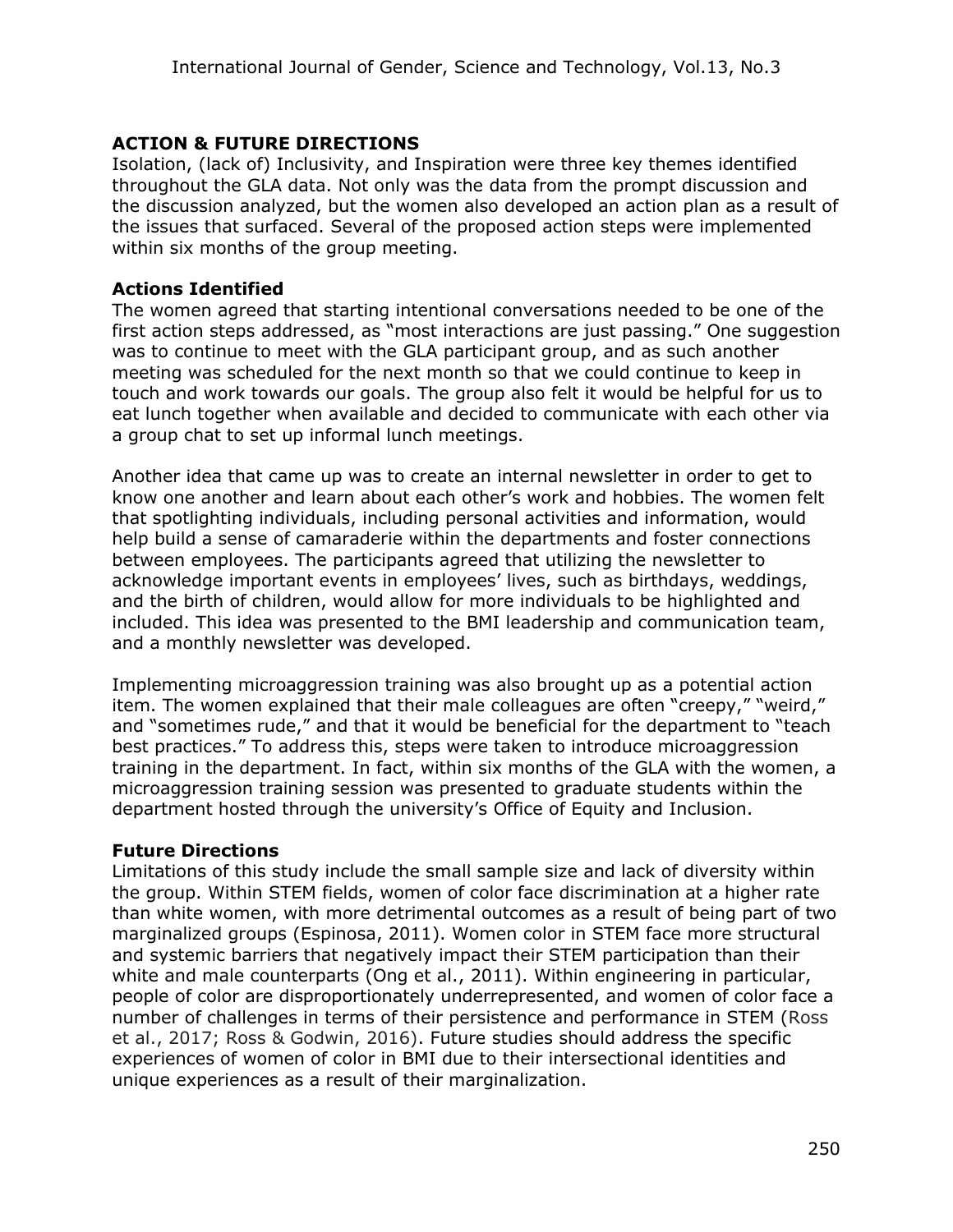## ACTION & FUTURE DIRECTIONS

Isolation, (lack of) Inclusivity, and Inspiration were three key themes identified throughout the GLA data. Not only was the data from the prompt discussion and the discussion analyzed, but the women also developed an action plan as a result of the issues that surfaced. Several of the proposed action steps were implemented within six months of the group meeting.

### Actions Identified

The women agreed that starting intentional conversations needed to be one of the first action steps addressed, as "most interactions are just passing." One suggestion was to continue to meet with the GLA participant group, and as such another meeting was scheduled for the next month so that we could continue to keep in touch and work towards our goals. The group also felt it would be helpful for us to eat lunch together when available and decided to communicate with each other via a group chat to set up informal lunch meetings.

Another idea that came up was to create an internal newsletter in order to get to know one another and learn about each other's work and hobbies. The women felt that spotlighting individuals, including personal activities and information, would help build a sense of camaraderie within the departments and foster connections between employees. The participants agreed that utilizing the newsletter to acknowledge important events in employees' lives, such as birthdays, weddings, and the birth of children, would allow for more individuals to be highlighted and included. This idea was presented to the BMI leadership and communication team, and a monthly newsletter was developed.

Implementing microaggression training was also brought up as a potential action item. The women explained that their male colleagues are often "creepy," "weird," and "sometimes rude," and that it would be beneficial for the department to "teach best practices." To address this, steps were taken to introduce microaggression training in the department. In fact, within six months of the GLA with the women, a microaggression training session was presented to graduate students within the department hosted through the university's Office of Equity and Inclusion.

### Future Directions

Limitations of this study include the small sample size and lack of diversity within the group. Within STEM fields, women of color face discrimination at a higher rate than white women, with more detrimental outcomes as a result of being part of two marginalized groups (Espinosa, 2011). Women color in STEM face more structural and systemic barriers that negatively impact their STEM participation than their white and male counterparts (Ong et al., 2011). Within engineering in particular, people of color are disproportionately underrepresented, and women of color face a number of challenges in terms of their persistence and performance in STEM (Ross et al., 2017; Ross & Godwin, 2016). Future studies should address the specific experiences of women of color in BMI due to their intersectional identities and unique experiences as a result of their marginalization.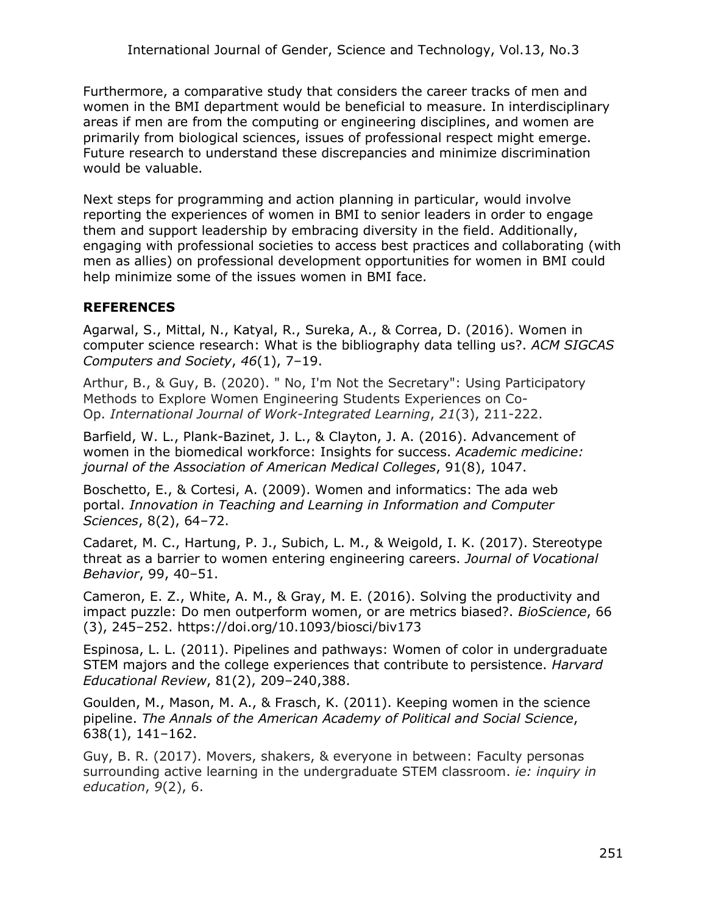Furthermore, a comparative study that considers the career tracks of men and women in the BMI department would be beneficial to measure. In interdisciplinary areas if men are from the computing or engineering disciplines, and women are primarily from biological sciences, issues of professional respect might emerge. Future research to understand these discrepancies and minimize discrimination would be valuable.

Next steps for programming and action planning in particular, would involve reporting the experiences of women in BMI to senior leaders in order to engage them and support leadership by embracing diversity in the field. Additionally, engaging with professional societies to access best practices and collaborating (with men as allies) on professional development opportunities for women in BMI could help minimize some of the issues women in BMI face.

## REFERENCES

Agarwal, S., Mittal, N., Katyal, R., Sureka, A., & Correa, D. (2016). Women in computer science research: What is the bibliography data telling us?. *ACM SIGCAS Computers and Society*, *46*(1), 7–19.

Arthur, B., & Guy, B. (2020). " No, I'm Not the Secretary": Using Participatory Methods to Explore Women Engineering Students Experiences on Co-Op. *International Journal of Work-Integrated Learning*, *21*(3), 211-222.

Barfield, W. L., Plank-Bazinet, J. L., & Clayton, J. A. (2016). Advancement of women in the biomedical workforce: Insights for success. *Academic medicine: journal of the Association of American Medical Colleges*, 91(8), 1047.

Boschetto, E., & Cortesi, A. (2009). Women and informatics: The ada web portal. *Innovation in Teaching and Learning in Information and Computer Sciences*, 8(2), 64–72.

Cadaret, M. C., Hartung, P. J., Subich, L. M., & Weigold, I. K. (2017). Stereotype threat as a barrier to women entering engineering careers. *Journal of Vocational Behavior*, 99, 40–51.

Cameron, E. Z., White, A. M., & Gray, M. E. (2016). Solving the productivity and impact puzzle: Do men outperform women, or are metrics biased?. *BioScience*, 66 (3), 245–252. https://doi.org/10.1093/biosci/biv173

Espinosa, L. L. (2011). Pipelines and pathways: Women of color in undergraduate STEM majors and the college experiences that contribute to persistence. *Harvard Educational Review*, 81(2), 209–240,388.

Goulden, M., Mason, M. A., & Frasch, K. (2011). Keeping women in the science pipeline. *The Annals of the American Academy of Political and Social Science*, 638(1), 141–162.

Guy, B. R. (2017). Movers, shakers, & everyone in between: Faculty personas surrounding active learning in the undergraduate STEM classroom. *ie: inquiry in education*, *9*(2), 6.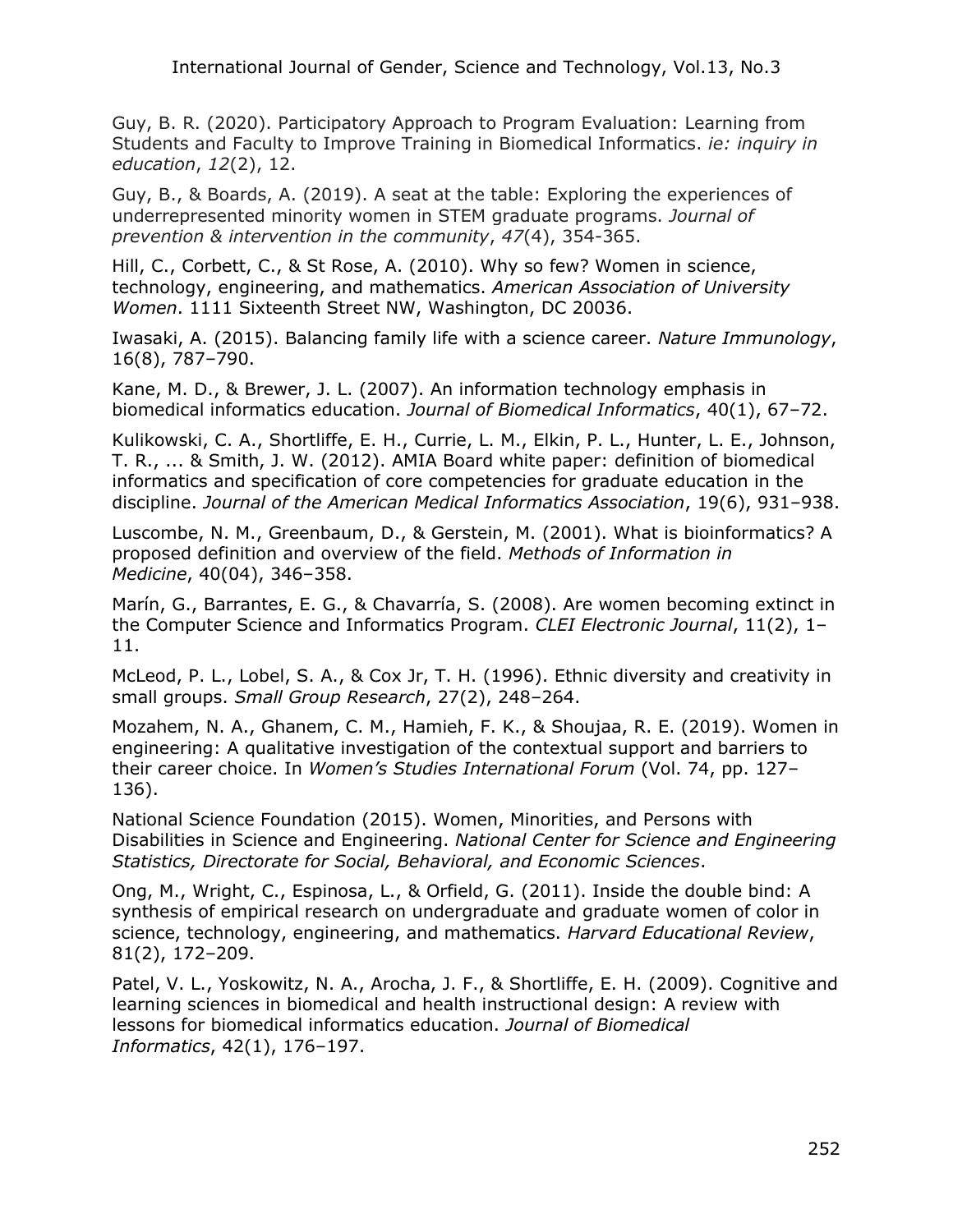Guy, B. R. (2020). Participatory Approach to Program Evaluation: Learning from Students and Faculty to Improve Training in Biomedical Informatics. *ie: inquiry in education*, *12*(2), 12.

Guy, B., & Boards, A. (2019). A seat at the table: Exploring the experiences of underrepresented minority women in STEM graduate programs. *Journal of prevention & intervention in the community*, *47*(4), 354-365.

Hill, C., Corbett, C., & St Rose, A. (2010). Why so few? Women in science, technology, engineering, and mathematics. *American Association of University Women*. 1111 Sixteenth Street NW, Washington, DC 20036.

Iwasaki, A. (2015). Balancing family life with a science career. *Nature Immunology*, 16(8), 787–790.

Kane, M. D., & Brewer, J. L. (2007). An information technology emphasis in biomedical informatics education. *Journal of Biomedical Informatics*, 40(1), 67–72.

Kulikowski, C. A., Shortliffe, E. H., Currie, L. M., Elkin, P. L., Hunter, L. E., Johnson, T. R., ... & Smith, J. W. (2012). AMIA Board white paper: definition of biomedical informatics and specification of core competencies for graduate education in the discipline. *Journal of the American Medical Informatics Association*, 19(6), 931–938.

Luscombe, N. M., Greenbaum, D., & Gerstein, M. (2001). What is bioinformatics? A proposed definition and overview of the field. *Methods of Information in Medicine*, 40(04), 346–358.

Marín, G., Barrantes, E. G., & Chavarría, S. (2008). Are women becoming extinct in the Computer Science and Informatics Program. *CLEI Electronic Journal*, 11(2), 1–11.

McLeod, P. L., Lobel, S. A., & Cox Jr, T. H. (1996). Ethnic diversity and creativity in small groups. *Small Group Research*, 27(2), 248–264.

Mozahem, N. A., Ghanem, C. M., Hamieh, F. K., & Shoujaa, R. E. (2019). Women in engineering: A qualitative investigation of the contextual support and barriers to their career choice. In *Women's Studies International Forum* (Vol. 74, pp. 127–136).

National Science Foundation (2015). Women, Minorities, and Persons with Disabilities in Science and Engineering. *National Center for Science and Engineering Statistics, Directorate for Social, Behavioral, and Economic Sciences*.

Ong, M., Wright, C., Espinosa, L., & Orfield, G. (2011). Inside the double bind: A synthesis of empirical research on undergraduate and graduate women of color in science, technology, engineering, and mathematics. *Harvard Educational Review*, 81(2), 172–209.

Patel, V. L., Yoskowitz, N. A., Arocha, J. F., & Shortliffe, E. H. (2009). Cognitive and learning sciences in biomedical and health instructional design: A review with lessons for biomedical informatics education. *Journal of Biomedical Informatics*, 42(1), 176–197.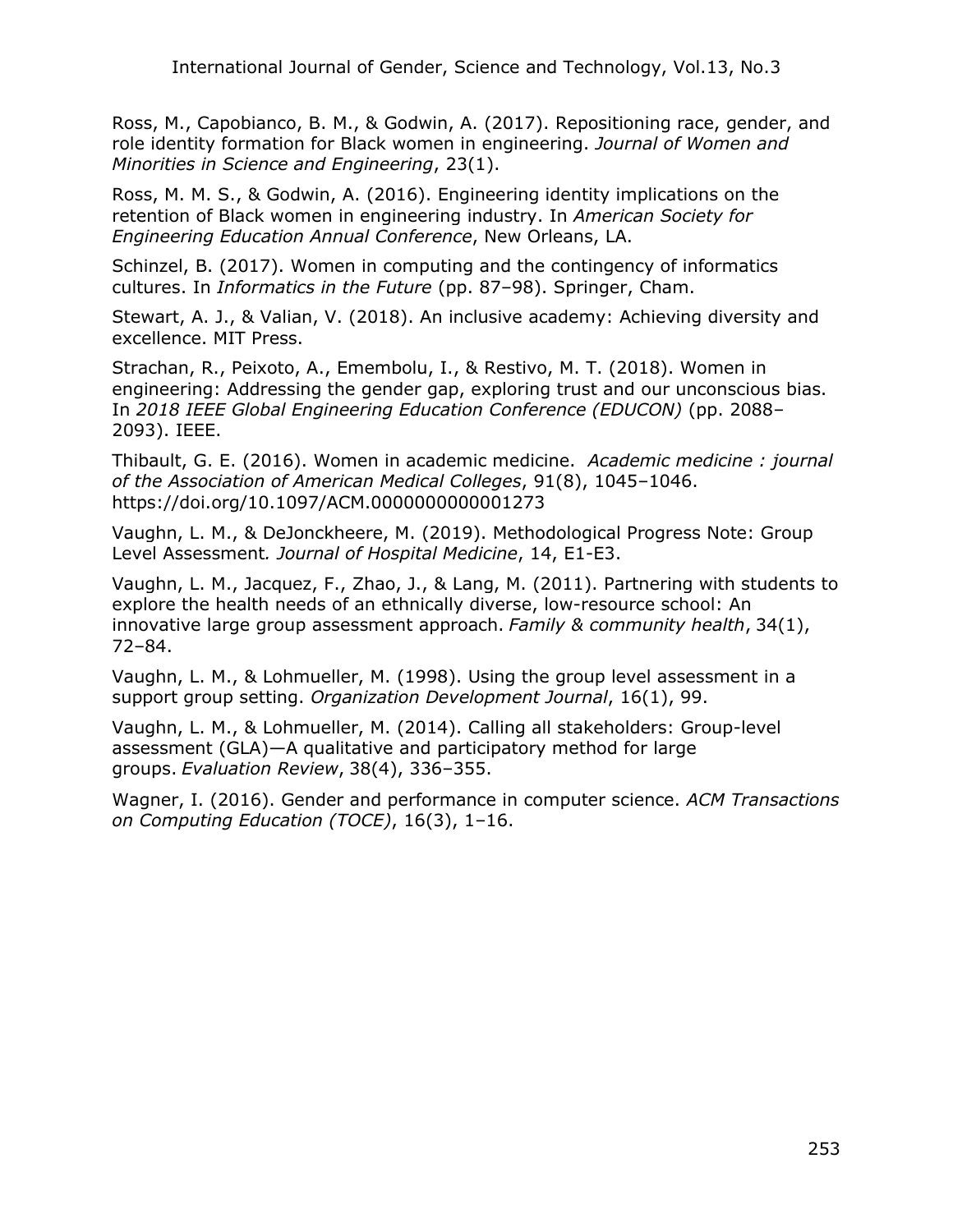Ross, M., Capobianco, B. M., & Godwin, A. (2017). Repositioning race, gender, and role identity formation for Black women in engineering. *Journal of Women and Minorities in Science and Engineering*, 23(1).

Ross, M. M. S., & Godwin, A. (2016). Engineering identity implications on the retention of Black women in engineering industry. In *American Society for Engineering Education Annual Conference*, New Orleans, LA.

Schinzel, B. (2017). Women in computing and the contingency of informatics cultures. In *Informatics in the Future* (pp. 87–98). Springer, Cham.

Stewart, A. J., & Valian, V. (2018). An inclusive academy: Achieving diversity and excellence. MIT Press.

Strachan, R., Peixoto, A., Emembolu, I., & Restivo, M. T. (2018). Women in engineering: Addressing the gender gap, exploring trust and our unconscious bias. In *2018 IEEE Global Engineering Education Conference (EDUCON)* (pp. 2088–2093). IEEE.

Thibault, G. E. (2016). Women in academic medicine. *Academic medicine : journal of the Association of American Medical Colleges*, 91(8), 1045–1046. https://doi.org/10.1097/ACM.0000000000001273

Vaughn, L. M., & DeJonckheere, M. (2019). Methodological Progress Note: Group Level Assessment*. Journal of Hospital Medicine*, 14, E1-E3.

Vaughn, L. M., Jacquez, F., Zhao, J., & Lang, M. (2011). Partnering with students to explore the health needs of an ethnically diverse, low-resource school: An innovative large group assessment approach. *Family & community health*, 34(1), 72–84.

Vaughn, L. M., & Lohmueller, M. (1998). Using the group level assessment in a support group setting. *Organization Development Journal*, 16(1), 99.

Vaughn, L. M., & Lohmueller, M. (2014). Calling all stakeholders: Group-level assessment (GLA)—A qualitative and participatory method for large groups. *Evaluation Review*, 38(4), 336–355.

Wagner, I. (2016). Gender and performance in computer science. *ACM Transactions on Computing Education (TOCE)*, 16(3), 1–16.